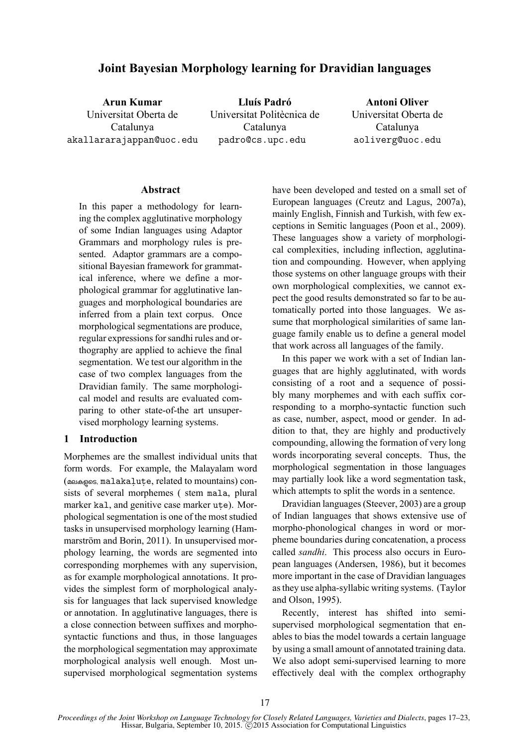# Joint Bayesian Morphology learning for Dravidian languages

**Arun Kumar**
Universitat Oberta de Catalunya
akallararajappan@uoc.edu

**Lluís Padró**
Universitat Politècnica de Catalunya
padro@cs.upc.edu

**Antoni Oliver**
Universitat Oberta de Catalunya
aoliverg@uoc.edu

## Abstract

In this paper a methodology for learning the complex agglutinative morphology of some Indian languages using Adaptor Grammars and morphology rules is presented. Adaptor grammars are a compositional Bayesian framework for grammatical inference, where we define a morphological grammar for agglutinative languages and morphological boundaries are inferred from a plain text corpus. Once morphological segmentations are produce, regular expressions for sandhi rules and orthography are applied to achieve the final segmentation. We test our algorithm in the case of two complex languages from the Dravidian family. The same morphological model and results are evaluated comparing to other state-of-the art unsupervised morphology learning systems.

## 1 Introduction

Morphemes are the smallest individual units that form words. For example, the Malayalam word (മലകളുടെ, malakaḷuṭe, related to mountains) consists of several morphemes ( stem mala, plural marker kal, and genitive case marker uṭe). Morphological segmentation is one of the most studied tasks in unsupervised morphology learning (Hammarström and Borin, 2011). In unsupervised morphology learning, the words are segmented into corresponding morphemes with any supervision, as for example morphological annotations. It provides the simplest form of morphological analysis for languages that lack supervised knowledge or annotation. In agglutinative languages, there is a close connection between suffixes and morphosyntactic functions and thus, in those languages the morphological segmentation may approximate morphological analysis well enough. Most unsupervised morphological segmentation systems have been developed and tested on a small set of European languages (Creutz and Lagus, 2007a), mainly English, Finnish and Turkish, with few exceptions in Semitic languages (Poon et al., 2009). These languages show a variety of morphological complexities, including inflection, agglutination and compounding. However, when applying those systems on other language groups with their own morphological complexities, we cannot expect the good results demonstrated so far to be automatically ported into those languages. We assume that morphological similarities of same language family enable us to define a general model that work across all languages of the family.

In this paper we work with a set of Indian languages that are highly agglutinated, with words consisting of a root and a sequence of possibly many morphemes and with each suffix corresponding to a morpho-syntactic function such as case, number, aspect, mood or gender. In addition to that, they are highly and productively compounding, allowing the formation of very long words incorporating several concepts. Thus, the morphological segmentation in those languages may partially look like a word segmentation task, which attempts to split the words in a sentence.

Dravidian languages (Steever, 2003) are a group of Indian languages that shows extensive use of morpho-phonological changes in word or morpheme boundaries during concatenation, a process called *sandhi*. This process also occurs in European languages (Andersen, 1986), but it becomes more important in the case of Dravidian languages as they use alpha-syllabic writing systems. (Taylor and Olson, 1995).

Recently, interest has shifted into semi-supervised morphological segmentation that enables to bias the model towards a certain language by using a small amount of annotated training data. We also adopt semi-supervised learning to more effectively deal with the complex orthography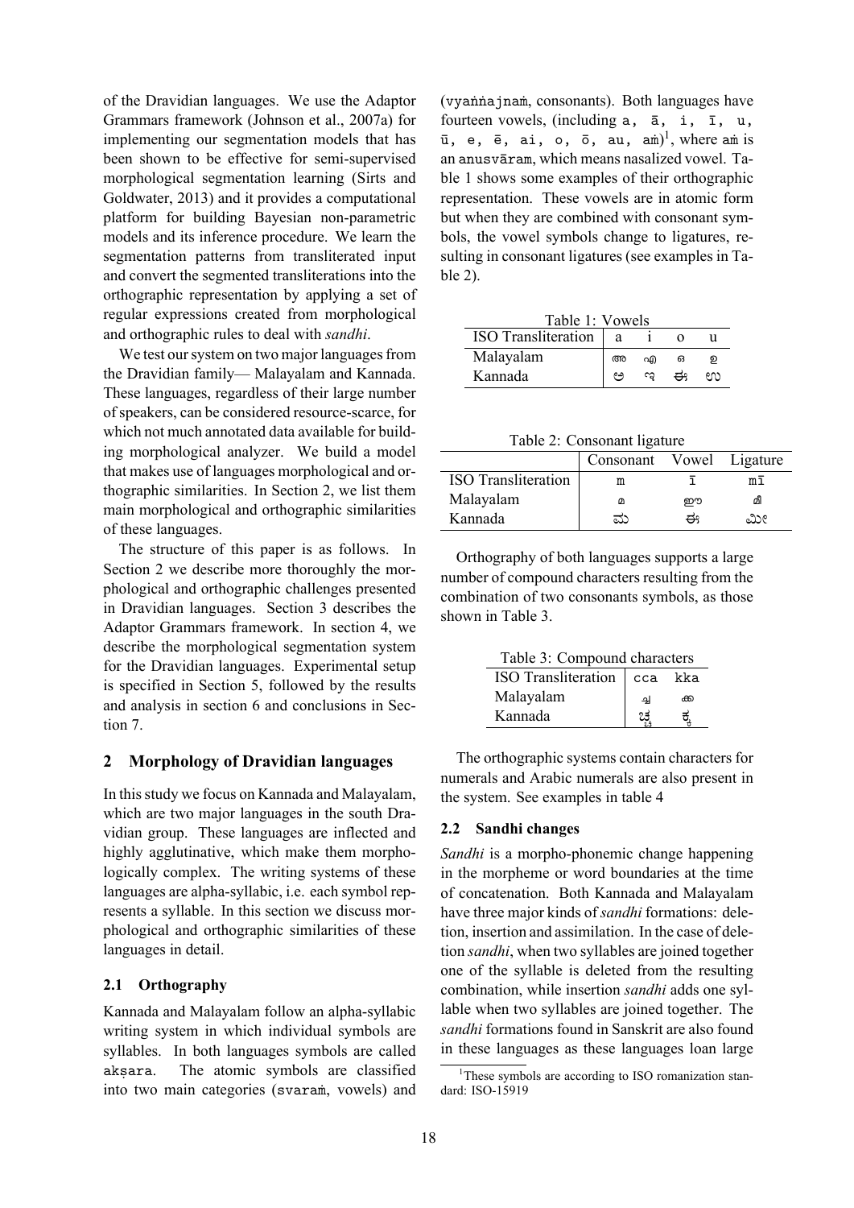of the Dravidian languages. We use the Adaptor Grammars framework (Johnson et al., 2007a) for implementing our segmentation models that has been shown to be effective for semi-supervised morphological segmentation learning (Sirts and Goldwater, 2013) and it provides a computational platform for building Bayesian non-parametric models and its inference procedure. We learn the segmentation patterns from transliterated input and convert the segmented transliterations into the orthographic representation by applying a set of regular expressions created from morphological and orthographic rules to deal with *sandhi*.

We test our system on two major languages from the Dravidian family— Malayalam and Kannada. These languages, regardless of their large number of speakers, can be considered resource-scarce, for which not much annotated data available for building morphological analyzer. We build a model that makes use of languages morphological and orthographic similarities. In Section 2, we list them main morphological and orthographic similarities of these languages.

The structure of this paper is as follows. In Section 2 we describe more thoroughly the morphological and orthographic challenges presented in Dravidian languages. Section 3 describes the Adaptor Grammars framework. In section 4, we describe the morphological segmentation system for the Dravidian languages. Experimental setup is specified in Section 5, followed by the results and analysis in section 6 and conclusions in Section 7.

## 2 Morphology of Dravidian languages

In this study we focus on Kannada and Malayalam, which are two major languages in the south Dravidian group. These languages are inflected and highly agglutinative, which make them morphologically complex. The writing systems of these languages are alpha-syllabic, i.e. each symbol represents a syllable. In this section we discuss morphological and orthographic similarities of these languages in detail.

### 2.1 Orthography

Kannada and Malayalam follow an alpha-syllabic writing system in which individual symbols are syllables. In both languages symbols are called akṣara. The atomic symbols are classified into two main categories (svaraṁ, vowels) and (vyaṅṅajnaṁ, consonants). Both languages have fourteen vowels, (including a, ā, i, ī, u, ū, e, ē, ai, o, ō, au, aṁ)[1], where aṁ is an anusvāram, which means nasalized vowel. Table 1 shows some examples of their orthographic representation. These vowels are in atomic form but when they are combined with consonant symbols, the vowel symbols change to ligatures, resulting in consonant ligatures (see examples in Table 2).

Table 1: Vowels

| ISO Transliteration | a | i | o | u |
|---|---|---|---|---|
| Malayalam | അ | എ | ഒ | ഉ |
| Kannada | ಅ | ಇ | ಈ | ಉ |

Table 2: Consonant ligature

| | Consonant | Vowel | Ligature |
|---|---|---|---|
| ISO Transliteration | m | ī | mī |
| Malayalam | മ | ഈ | മീ |
| Kannada | ಮ | ಈ | ಮೀ |

Orthography of both languages supports a large number of compound characters resulting from the combination of two consonants symbols, as those shown in Table 3.

Table 3: Compound characters

| ISO Transliteration | cca | kka |
|---|---|---|
| Malayalam | ച്ച | ക്ക |
| Kannada | ಚ್ಚ | ಕ್ಕ |

The orthographic systems contain characters for numerals and Arabic numerals are also present in the system. See examples in table 4

### 2.2 Sandhi changes

*Sandhi* is a morpho-phonemic change happening in the morpheme or word boundaries at the time of concatenation. Both Kannada and Malayalam have three major kinds of *sandhi* formations: deletion, insertion and assimilation. In the case of deletion *sandhi*, when two syllables are joined together one of the syllable is deleted from the resulting combination, while insertion *sandhi* adds one syllable when two syllables are joined together. The *sandhi* formations found in Sanskrit are also found in these languages as these languages loan large

[1] These symbols are according to ISO romanization standard: ISO-15919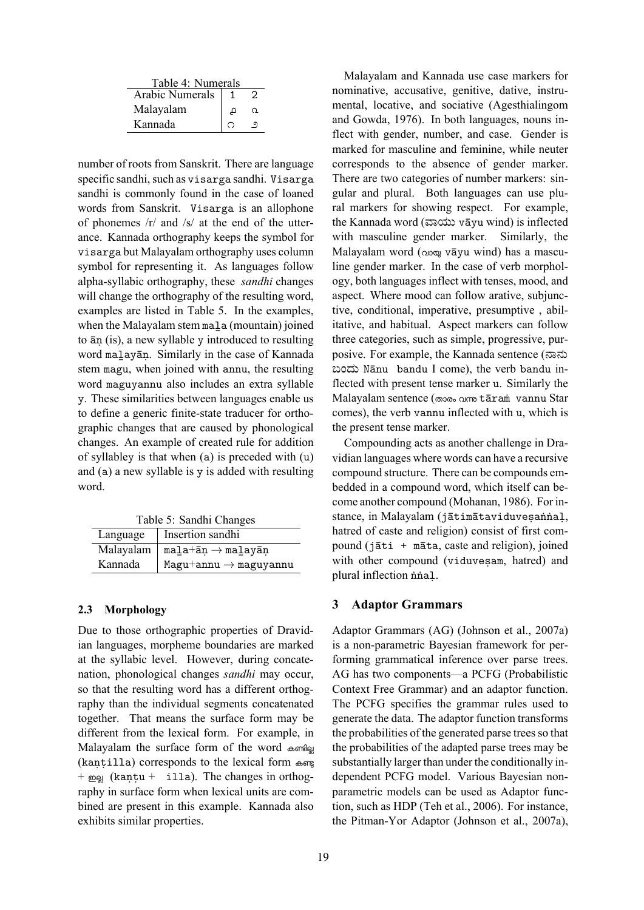Table 4: Numerals

| Arabic Numerals | 1 | 2 |
|---|---|---|
| Malayalam | ൧ | ൨ |
| Kannada | ೧ | ೨ |

number of roots from Sanskrit. There are language specific sandhi, such as visarga sandhi. Visarga sandhi is commonly found in the case of loaned words from Sanskrit. Visarga is an allophone of phonemes /r/ and /s/ at the end of the utterance. Kannada orthography keeps the symbol for visarga but Malayalam orthography uses column symbol for representing it. As languages follow alpha-syllabic orthography, these *sandhi* changes will change the orthography of the resulting word, examples are listed in Table 5. In the examples, when the Malayalam stem maḻa (mountain) joined to āṇ (is), a new syllable y introduced to resulting word maḻayāṇ. Similarly in the case of Kannada stem magu, when joined with annu, the resulting word maguyannu also includes an extra syllable y. These similarities between languages enable us to define a generic finite-state traducer for orthographic changes that are caused by phonological changes. An example of created rule for addition of syllabley is that when (a) is preceded with (u) and (a) a new syllable is y is added with resulting word.

Table 5: Sandhi Changes

| Language | Insertion sandhi |
|---|---|
| Malayalam | maḻa+āṇ → maḻayāṇ |
| Kannada | Magu+annu → maguyannu |

### 2.3 Morphology

Due to those orthographic properties of Dravidian languages, morpheme boundaries are marked at the syllabic level. However, during concatenation, phonological changes *sandhi* may occur, so that the resulting word has a different orthography than the individual segments concatenated together. That means the surface form may be different from the lexical form. For example, in Malayalam the surface form of the word കണ്ടില്ല (kaṇṭilla) corresponds to the lexical form കണ്ടു + ഇല്ല (kaṇṭu + illa). The changes in orthography in surface form when lexical units are combined are present in this example. Kannada also exhibits similar properties.

Malayalam and Kannada use case markers for nominative, accusative, genitive, dative, instrumental, locative, and sociative (Agesthialingom and Gowda, 1976). In both languages, nouns inflect with gender, number, and case. Gender is marked for masculine and feminine, while neuter corresponds to the absence of gender marker. There are two categories of number markers: singular and plural. Both languages can use plural markers for showing respect. For example, the Kannada word (ವಾಯು vāyu wind) is inflected with masculine gender marker. Similarly, the Malayalam word (വായു vāyu wind) has a masculine gender marker. In the case of verb morphology, both languages inflect with tenses, mood, and aspect. Where mood can follow arative, subjunctive, conditional, imperative, presumptive , abilitative, and habitual. Aspect markers can follow three categories, such as simple, progressive, purposive. For example, the Kannada sentence (ನಾನು ಬಂದು Nānu bandu I come), the verb bandu inflected with present tense marker u. Similarly the Malayalam sentence (താരം വന്നു tāraṁ vannu Star comes), the verb vannu inflected with u, which is the present tense marker.

Compounding acts as another challenge in Dravidian languages where words can have a recursive compound structure. There can be compounds embedded in a compound word, which itself can become another compound (Mohanan, 1986). For instance, in Malayalam (jātimātaviduveṣaṅṅaḷ, hatred of caste and religion) consist of first compound (jāti + māta, caste and religion), joined with other compound (viduveṣam, hatred) and plural inflection ṅṅaḷ.

## 3 Adaptor Grammars

Adaptor Grammars (AG) (Johnson et al., 2007a) is a non-parametric Bayesian framework for performing grammatical inference over parse trees. AG has two components—a PCFG (Probabilistic Context Free Grammar) and an adaptor function. The PCFG specifies the grammar rules used to generate the data. The adaptor function transforms the probabilities of the generated parse trees so that the probabilities of the adapted parse trees may be substantially larger than under the conditionally independent PCFG model. Various Bayesian nonparametric models can be used as Adaptor function, such as HDP (Teh et al., 2006). For instance, the Pitman-Yor Adaptor (Johnson et al., 2007a),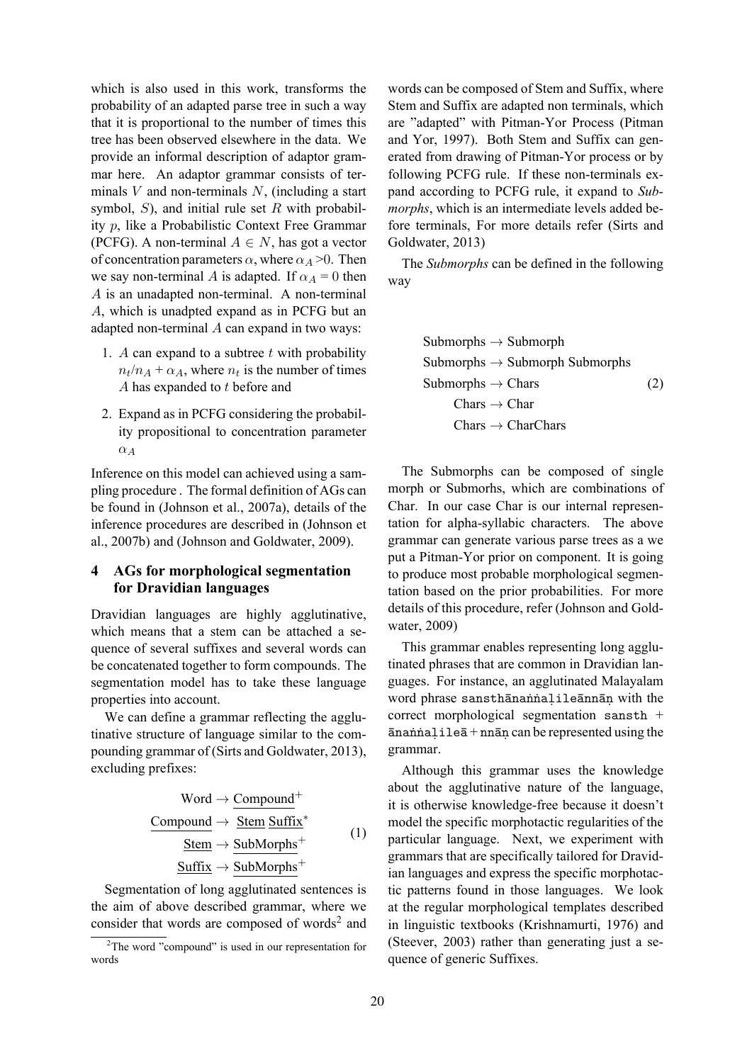which is also used in this work, transforms the probability of an adapted parse tree in such a way that it is proportional to the number of times this tree has been observed elsewhere in the data. We provide an informal description of adaptor grammar here. An adaptor grammar consists of terminals $V$ and non-terminals $N$, (including a start symbol, $S$), and initial rule set $R$ with probability $p$, like a Probabilistic Context Free Grammar (PCFG). A non-terminal $A \in N$, has got a vector of concentration parameters $\alpha$, where $\alpha_A > 0$. Then we say non-terminal $A$ is adapted. If $\alpha_A = 0$ then $A$ is an unadapted non-terminal. A non-terminal $A$, which is unadpted expand as in PCFG but an adapted non-terminal $A$ can expand in two ways:

1. $A$ can expand to a subtree $t$ with probability $n_t/n_A + \alpha_A$, where $n_t$ is the number of times $A$ has expanded to $t$ before and
2. Expand as in PCFG considering the probability propositional to concentration parameter $\alpha_A$

Inference on this model can achieved using a sampling procedure . The formal definition of AGs can be found in (Johnson et al., 2007a), details of the inference procedures are described in (Johnson et al., 2007b) and (Johnson and Goldwater, 2009).

## 4 AGs for morphological segmentation for Dravidian languages

Dravidian languages are highly agglutinative, which means that a stem can be attached a sequence of several suffixes and several words can be concatenated together to form compounds. The segmentation model has to take these language properties into account.

We can define a grammar reflecting the agglutinative structure of language similar to the compounding grammar of (Sirts and Goldwater, 2013), excluding prefixes:

$$
\begin{aligned}
\text{Word} &\rightarrow \underline{\text{Compound}}^{+} \\
\underline{\text{Compound}} &\rightarrow \underline{\text{Stem}}\ \underline{\text{Suffix}}^{*} \\
\underline{\text{Stem}} &\rightarrow \underline{\text{SubMorphs}}^{+} \\
\underline{\text{Suffix}} &\rightarrow \underline{\text{SubMorphs}}^{+}
\end{aligned} \tag{1}
$$

Segmentation of long agglutinated sentences is the aim of above described grammar, where we consider that words are composed of words[2] and words can be composed of Stem and Suffix, where Stem and Suffix are adapted non terminals, which are "adapted" with Pitman-Yor Process (Pitman and Yor, 1997). Both Stem and Suffix can generated from drawing of Pitman-Yor process or by following PCFG rule. If these non-terminals expand according to PCFG rule, it expand to *Submorphs*, which is an intermediate levels added before terminals, For more details refer (Sirts and Goldwater, 2013)

[2] The word "compound" is used in our representation for words

The *Submorphs* can be defined in the following way

$$
\begin{aligned}
\text{Submorphs} &\rightarrow \text{Submorph} \\
\text{Submorphs} &\rightarrow \text{Submorph Submorphs} \\
\text{Submorphs} &\rightarrow \text{Chars} \\
\text{Chars} &\rightarrow \text{Char} \\
\text{Chars} &\rightarrow \text{CharChars}
\end{aligned} \tag{2}
$$

The Submorphs can be composed of single morph or Submorhs, which are combinations of Char. In our case Char is our internal representation for alpha-syllabic characters. The above grammar can generate various parse trees as a we put a Pitman-Yor prior on component. It is going to produce most probable morphological segmentation based on the prior probabilities. For more details of this procedure, refer (Johnson and Goldwater, 2009)

This grammar enables representing long agglutinated phrases that are common in Dravidian languages. For instance, an agglutinated Malayalam word phrase `sansthānaṅṅaḷileānnāṇ` with the correct morphological segmentation `sansth` + `ānaṅṅaḷileā` + `nnāṇ` can be represented using the grammar.

Although this grammar uses the knowledge about the agglutinative nature of the language, it is otherwise knowledge-free because it doesn't model the specific morphotactic regularities of the particular language. Next, we experiment with grammars that are specifically tailored for Dravidian languages and express the specific morphotactic patterns found in those languages. We look at the regular morphological templates described in linguistic textbooks (Krishnamurti, 1976) and (Steever, 2003) rather than generating just a sequence of generic Suffixes.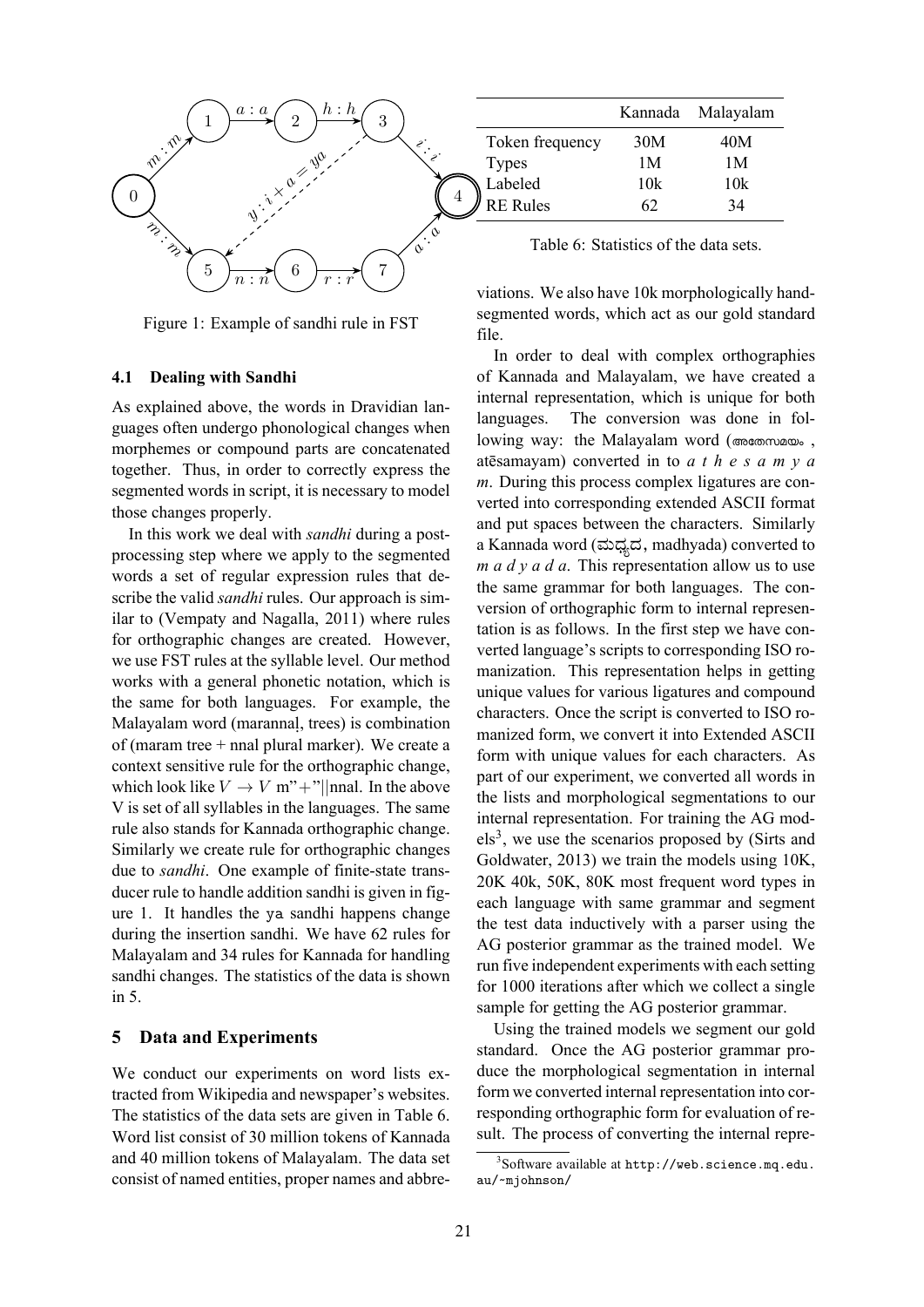Figure 1: Example of sandhi rule in FST

| | Kannada | Malayalam |
|---|---|---|
| Token frequency | 30M | 40M |
| Types | 1M | 1M |
| Labeled | 10k | 10k |
| RE Rules | 62 | 34 |

Table 6: Statistics of the data sets.

### 4.1 Dealing with Sandhi

As explained above, the words in Dravidian languages often undergo phonological changes when morphemes or compound parts are concatenated together. Thus, in order to correctly express the segmented words in script, it is necessary to model those changes properly.

In this work we deal with *sandhi* during a post-processing step where we apply to the segmented words a set of regular expression rules that describe the valid *sandhi* rules. Our approach is similar to (Vempaty and Nagalla, 2011) where rules for orthographic changes are created. However, we use FST rules at the syllable level. Our method works with a general phonetic notation, which is the same for both languages. For example, the Malayalam word (marannaḷ, trees) is combination of (maram tree + nnal plural marker). We create a context sensitive rule for the orthographic change, which look like $V \rightarrow V$ m"+"||nnal. In the above V is set of all syllables in the languages. The same rule also stands for Kannada orthographic change. Similarly we create rule for orthographic changes due to *sandhi*. One example of finite-state transducer rule to handle addition sandhi is given in figure 1. It handles the ya sandhi happens change during the insertion sandhi. We have 62 rules for Malayalam and 34 rules for Kannada for handling sandhi changes. The statistics of the data is shown in 5.

## 5 Data and Experiments

We conduct our experiments on word lists extracted from Wikipedia and newspaper's websites. The statistics of the data sets are given in Table 6. Word list consist of 30 million tokens of Kannada and 40 million tokens of Malayalam. The data set consist of named entities, proper names and abbreviations. We also have 10k morphologically hand-segmented words, which act as our gold standard file.

In order to deal with complex orthographies of Kannada and Malayalam, we have created a internal representation, which is unique for both languages. The conversion was done in following way: the Malayalam word (അതേസമയം, atēsamayam) converted in to *a t h e s a m y a m*. During this process complex ligatures are converted into corresponding extended ASCII format and put spaces between the characters. Similarly a Kannada word (ಮಧ್ಯದ, madhyada) converted to *m a d y a d a*. This representation allow us to use the same grammar for both languages. The conversion of orthographic form to internal representation is as follows. In the first step we have converted language's scripts to corresponding ISO romanization. This representation helps in getting unique values for various ligatures and compound characters. Once the script is converted to ISO romanized form, we convert it into Extended ASCII form with unique values for each characters. As part of our experiment, we converted all words in the lists and morphological segmentations to our internal representation. For training the AG models[3], we use the scenarios proposed by (Sirts and Goldwater, 2013) we train the models using 10K, 20K 40k, 50K, 80K most frequent word types in each language with same grammar and segment the test data inductively with a parser using the AG posterior grammar as the trained model. We run five independent experiments with each setting for 1000 iterations after which we collect a single sample for getting the AG posterior grammar.

Using the trained models we segment our gold standard. Once the AG posterior grammar produce the morphological segmentation in internal form we converted internal representation into corresponding orthographic form for evaluation of result. The process of converting the internal repre-

[3] Software available at http://web.science.mq.edu.au/~mjohnson/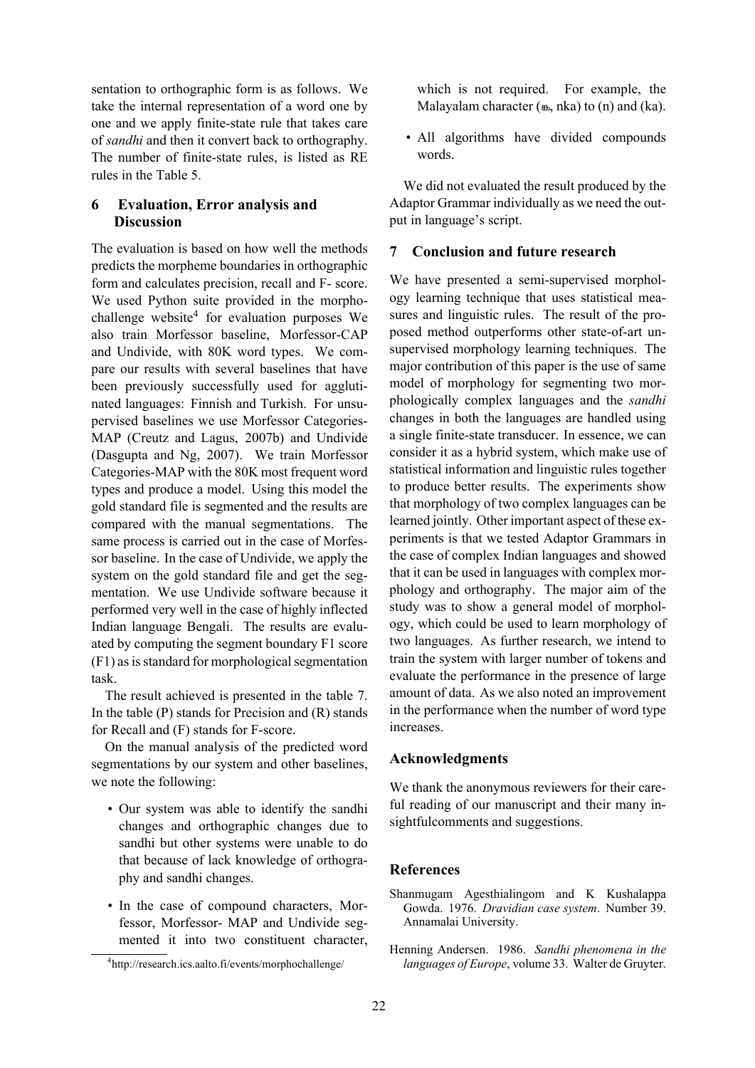sentation to orthographic form is as follows. We take the internal representation of a word one by one and we apply finite-state rule that takes care of *sandhi* and then it convert back to orthography. The number of finite-state rules, is listed as RE rules in the Table 5.

## 6 Evaluation, Error analysis and Discussion

The evaluation is based on how well the methods predicts the morpheme boundaries in orthographic form and calculates precision, recall and F- score. We used Python suite provided in the morpho-challenge website[4] for evaluation purposes We also train Morfessor baseline, Morfessor-CAP and Undivide, with 80K word types. We compare our results with several baselines that have been previously successfully used for agglutinated languages: Finnish and Turkish. For unsupervised baselines we use Morfessor Categories-MAP (Creutz and Lagus, 2007b) and Undivide (Dasgupta and Ng, 2007). We train Morfessor Categories-MAP with the 80K most frequent word types and produce a model. Using this model the gold standard file is segmented and the results are compared with the manual segmentations. The same process is carried out in the case of Morfessor baseline. In the case of Undivide, we apply the system on the gold standard file and get the segmentation. We use Undivide software because it performed very well in the case of highly inflected Indian language Bengali. The results are evaluated by computing the segment boundary F1 score (F1) as is standard for morphological segmentation task.

The result achieved is presented in the table 7. In the table (P) stands for Precision and (R) stands for Recall and (F) stands for F-score.

On the manual analysis of the predicted word segmentations by our system and other baselines, we note the following:

- Our system was able to identify the sandhi changes and orthographic changes due to sandhi but other systems were unable to do that because of lack knowledge of orthography and sandhi changes.
- In the case of compound characters, Morfessor, Morfessor- MAP and Undivide segmented it into two constituent character, which is not required. For example, the Malayalam character (ങ്ക, nka) to (n) and (ka).
- All algorithms have divided compounds words.

We did not evaluated the result produced by the Adaptor Grammar individually as we need the output in language's script.

## 7 Conclusion and future research

We have presented a semi-supervised morphology learning technique that uses statistical measures and linguistic rules. The result of the proposed method outperforms other state-of-art unsupervised morphology learning techniques. The major contribution of this paper is the use of same model of morphology for segmenting two morphologically complex languages and the *sandhi* changes in both the languages are handled using a single finite-state transducer. In essence, we can consider it as a hybrid system, which make use of statistical information and linguistic rules together to produce better results. The experiments show that morphology of two complex languages can be learned jointly. Other important aspect of these experiments is that we tested Adaptor Grammars in the case of complex Indian languages and showed that it can be used in languages with complex morphology and orthography. The major aim of the study was to show a general model of morphology, which could be used to learn morphology of two languages. As further research, we intend to train the system with larger number of tokens and evaluate the performance in the presence of large amount of data. As we also noted an improvement in the performance when the number of word type increases.

## Acknowledgments

We thank the anonymous reviewers for their careful reading of our manuscript and their many insightfulcomments and suggestions.

## References

Shanmugam Agesthialingom and K Kushalappa Gowda. 1976. *Dravidian case system*. Number 39. Annamalai University.

Henning Andersen. 1986. *Sandhi phenomena in the languages of Europe*, volume 33. Walter de Gruyter.

[4] http://research.ics.aalto.fi/events/morphochallenge/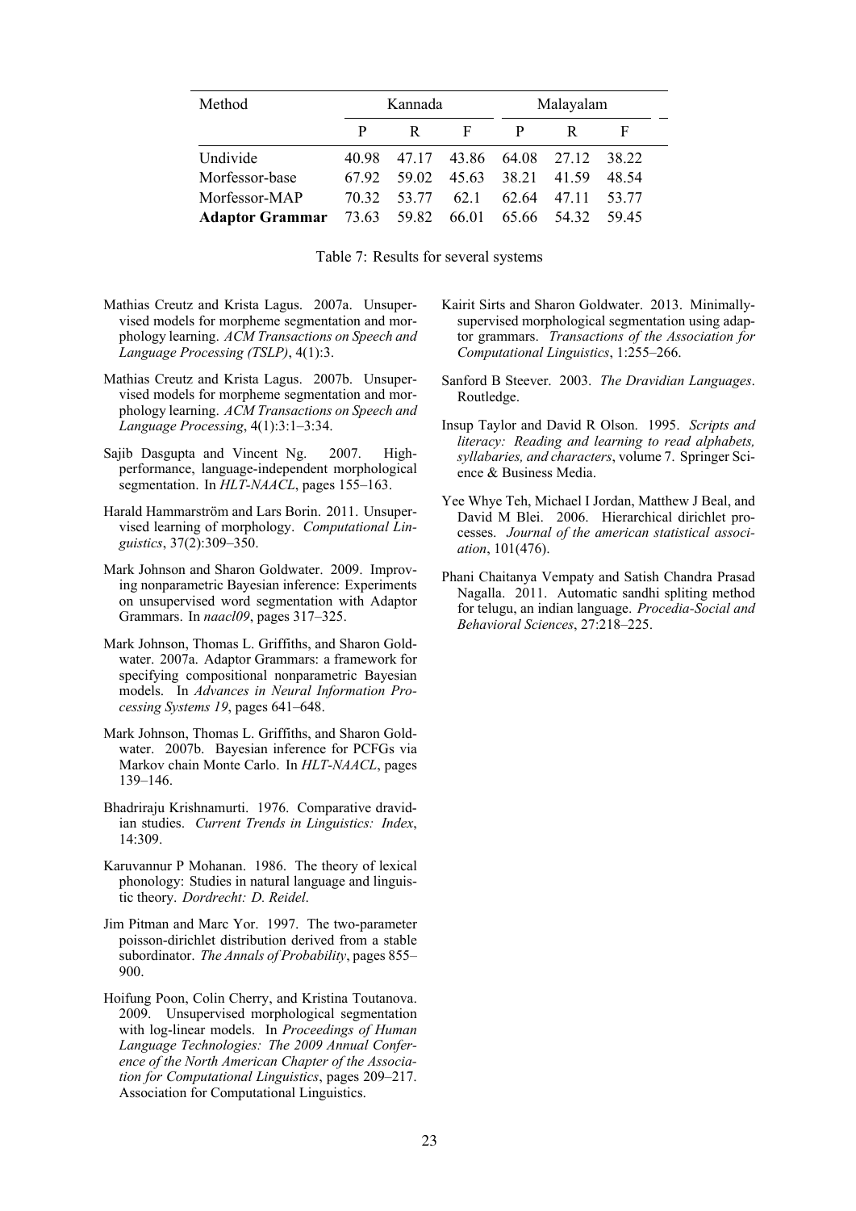| Method | Kannada | | | Malayalam | | |
|---|---|---|---|---|---|---|
| | P | R | F | P | R | F |
| Undivide | 40.98 | 47.17 | 43.86 | 64.08 | 27.12 | 38.22 |
| Morfessor-base | 67.92 | 59.02 | 45.63 | 38.21 | 41.59 | 48.54 |
| Morfessor-MAP | 70.32 | 53.77 | 62.1 | 62.64 | 47.11 | 53.77 |
| **Adaptor Grammar** | 73.63 | 59.82 | 66.01 | 65.66 | 54.32 | 59.45 |

Table 7: Results for several systems

Mathias Creutz and Krista Lagus. 2007a. Unsupervised models for morpheme segmentation and morphology learning. *ACM Transactions on Speech and Language Processing (TSLP)*, 4(1):3.

Mathias Creutz and Krista Lagus. 2007b. Unsupervised models for morpheme segmentation and morphology learning. *ACM Transactions on Speech and Language Processing*, 4(1):3:1–3:34.

Sajib Dasgupta and Vincent Ng. 2007. High-performance, language-independent morphological segmentation. In *HLT-NAACL*, pages 155–163.

Harald Hammarström and Lars Borin. 2011. Unsupervised learning of morphology. *Computational Linguistics*, 37(2):309–350.

Mark Johnson and Sharon Goldwater. 2009. Improving nonparametric Bayesian inference: Experiments on unsupervised word segmentation with Adaptor Grammars. In *naacl09*, pages 317–325.

Mark Johnson, Thomas L. Griffiths, and Sharon Goldwater. 2007a. Adaptor Grammars: a framework for specifying compositional nonparametric Bayesian models. In *Advances in Neural Information Processing Systems 19*, pages 641–648.

Mark Johnson, Thomas L. Griffiths, and Sharon Goldwater. 2007b. Bayesian inference for PCFGs via Markov chain Monte Carlo. In *HLT-NAACL*, pages 139–146.

Bhadriraju Krishnamurti. 1976. Comparative dravidian studies. *Current Trends in Linguistics: Index*, 14:309.

Karuvannur P Mohanan. 1986. The theory of lexical phonology: Studies in natural language and linguistic theory. *Dordrecht: D. Reidel*.

Jim Pitman and Marc Yor. 1997. The two-parameter poisson-dirichlet distribution derived from a stable subordinator. *The Annals of Probability*, pages 855–900.

Hoifung Poon, Colin Cherry, and Kristina Toutanova. 2009. Unsupervised morphological segmentation with log-linear models. In *Proceedings of Human Language Technologies: The 2009 Annual Conference of the North American Chapter of the Association for Computational Linguistics*, pages 209–217. Association for Computational Linguistics.

Kairit Sirts and Sharon Goldwater. 2013. Minimally-supervised morphological segmentation using adaptor grammars. *Transactions of the Association for Computational Linguistics*, 1:255–266.

Sanford B Steever. 2003. *The Dravidian Languages*. Routledge.

Insup Taylor and David R Olson. 1995. *Scripts and literacy: Reading and learning to read alphabets, syllabaries, and characters*, volume 7. Springer Science & Business Media.

Yee Whye Teh, Michael I Jordan, Matthew J Beal, and David M Blei. 2006. Hierarchical dirichlet processes. *Journal of the american statistical association*, 101(476).

Phani Chaitanya Vempaty and Satish Chandra Prasad Nagalla. 2011. Automatic sandhi spliting method for telugu, an indian language. *Procedia-Social and Behavioral Sciences*, 27:218–225.